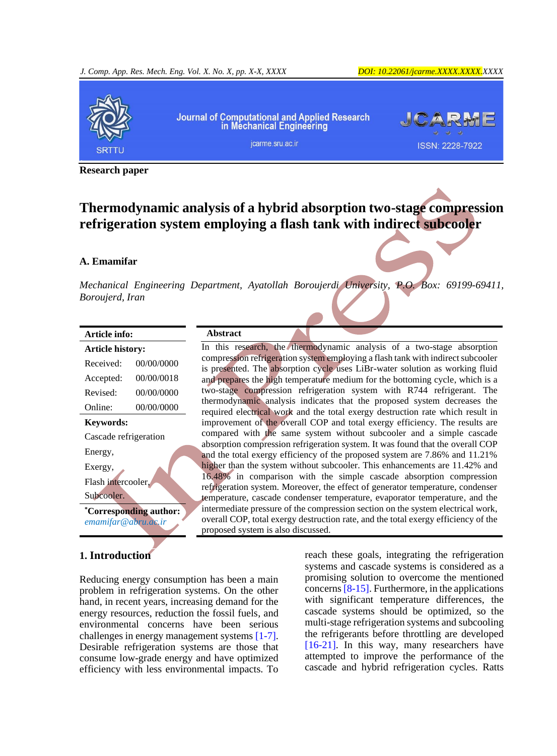Research paper

# Thermodynamic analysis of a hybrid absorption two-stage compression refrigeration system employing a flash tank with indirect subcooler

**A. Emamifar**

*Mechanical Engineering Department, Ayatollah Boroujerdi University, P.O. Box: 69199-69411, Boroujerd, Iran*

**Article info:**

**Article history:**

| | |
|---|---|
| Received: | 00/00/0000 |
| Accepted: | 00/00/0018 |
| Revised: | 00/00/0000 |
| Online: | 00/00/0000 |

**Keywords:**

Cascade refrigeration

Energy,

Exergy,

Flash intercooler,

Subcooler.

**\*Corresponding author:**
*emamifar@abru.ac.ir*

**Abstract**

In this research, the thermodynamic analysis of a two-stage absorption compression refrigeration system employing a flash tank with indirect subcooler is presented. The absorption cycle uses LiBr-water solution as working fluid and prepares the high temperature medium for the bottoming cycle, which is a two-stage compression refrigeration system with R744 refrigerant. The thermodynamic analysis indicates that the proposed system decreases the required electrical work and the total exergy destruction rate which result in improvement of the overall COP and total exergy efficiency. The results are compared with the same system without subcooler and a simple cascade absorption compression refrigeration system. It was found that the overall COP and the total exergy efficiency of the proposed system are 7.86% and 11.21% higher than the system without subcooler. This enhancements are 11.42% and 16.48% in comparison with the simple cascade absorption compression refrigeration system. Moreover, the effect of generator temperature, condenser temperature, cascade condenser temperature, evaporator temperature, and the intermediate pressure of the compression section on the system electrical work, overall COP, total exergy destruction rate, and the total exergy efficiency of the proposed system is also discussed.

## 1. Introduction

Reducing energy consumption has been a main problem in refrigeration systems. On the other hand, in recent years, increasing demand for the energy resources, reduction the fossil fuels, and environmental concerns have been serious challenges in energy management systems [1-7]. Desirable refrigeration systems are those that consume low-grade energy and have optimized efficiency with less environmental impacts. To reach these goals, integrating the refrigeration systems and cascade systems is considered as a promising solution to overcome the mentioned concerns [8-15]. Furthermore, in the applications with significant temperature differences, the cascade systems should be optimized, so the multi-stage refrigeration systems and subcooling the refrigerants before throttling are developed [16-21]. In this way, many researchers have attempted to improve the performance of the cascade and hybrid refrigeration cycles. Ratts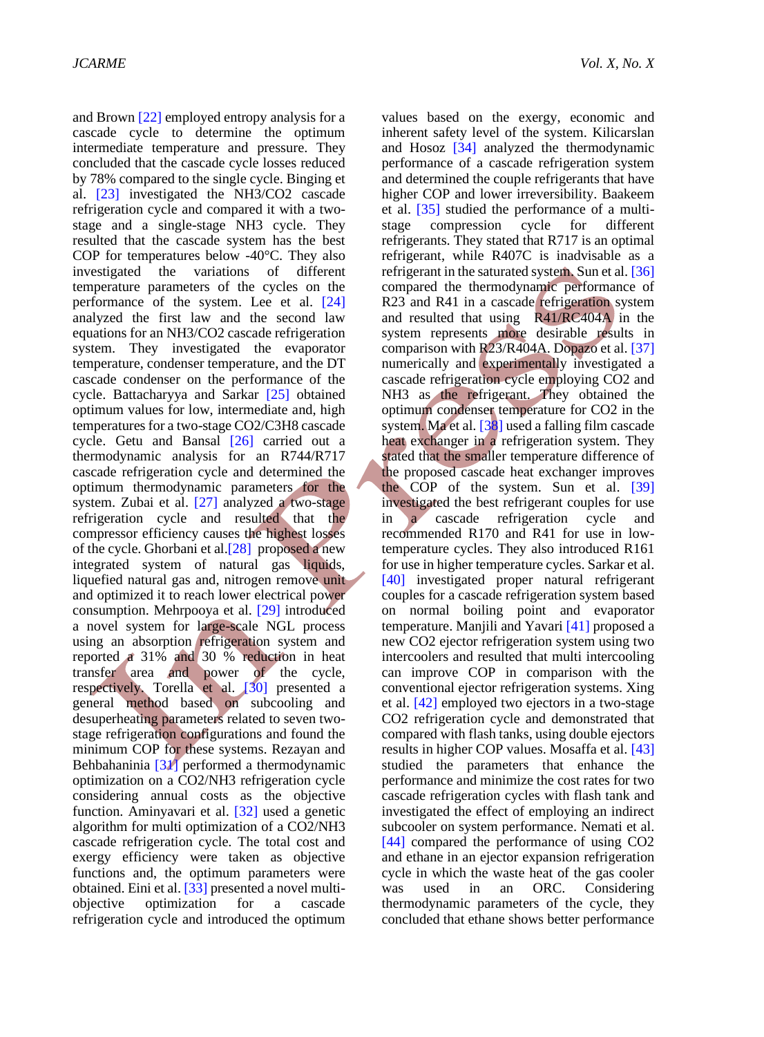and Brown [22] employed entropy analysis for a cascade cycle to determine the optimum intermediate temperature and pressure. They concluded that the cascade cycle losses reduced by 78% compared to the single cycle. Binging et al. [23] investigated the $NH_3/CO_2$ cascade refrigeration cycle and compared it with a two-stage and a single-stage $NH_3$ cycle. They resulted that the cascade system has the best COP for temperatures below -40°C. They also investigated the variations of different temperature parameters of the cycles on the performance of the system. Lee et al. [24] analyzed the first law and the second law equations for an $NH_3/CO_2$ cascade refrigeration system. They investigated the evaporator temperature, condenser temperature, and the DT cascade condenser on the performance of the cycle. Battacharyya and Sarkar [25] obtained optimum values for low, intermediate and, high temperatures for a two-stage $CO_2/C_3H_8$ cascade cycle. Getu and Bansal [26] carried out a thermodynamic analysis for an R744/R717 cascade refrigeration cycle and determined the optimum thermodynamic parameters for the system. Zubai et al. [27] analyzed a two-stage refrigeration cycle and resulted that the compressor efficiency causes the highest losses of the cycle. Ghorbani et al.[28] proposed a new integrated system of natural gas liquids, liquefied natural gas and, nitrogen remove unit and optimized it to reach lower electrical power consumption. Mehrpooya et al. [29] introduced a novel system for large-scale NGL process using an absorption refrigeration system and reported a 31% and 30 % reduction in heat transfer area and power of the cycle, respectively. Torella et al. [30] presented a general method based on subcooling and desuperheating parameters related to seven two-stage refrigeration configurations and found the minimum COP for these systems. Rezayan and Behbahaninia [31] performed a thermodynamic optimization on a $CO_2/NH_3$ refrigeration cycle considering annual costs as the objective function. Aminyavari et al. [32] used a genetic algorithm for multi optimization of a $CO_2/NH_3$ cascade refrigeration cycle. The total cost and exergy efficiency were taken as objective functions and, the optimum parameters were obtained. Eini et al. [33] presented a novel multi-objective optimization for a cascade refrigeration cycle and introduced the optimum values based on the exergy, economic and inherent safety level of the system. Kilicarslan and Hosoz [34] analyzed the thermodynamic performance of a cascade refrigeration system and determined the couple refrigerants that have higher COP and lower irreversibility. Baakeem et al. [35] studied the performance of a multi-stage compression cycle for different refrigerants. They stated that R717 is an optimal refrigerant, while R407C is inadvisable as a refrigerant in the saturated system. Sun et al. [36] compared the thermodynamic performance of R23 and R41 in a cascade refrigeration system and resulted that using R41/RC404A in the system represents more desirable results in comparison with R23/R404A. Dopazo et al. [37] numerically and experimentally investigated a cascade refrigeration cycle employing $CO_2$ and $NH_3$ as the refrigerant. They obtained the optimum condenser temperature for $CO_2$ in the system. Ma et al. [38] used a falling film cascade heat exchanger in a refrigeration system. They stated that the smaller temperature difference of the proposed cascade heat exchanger improves the COP of the system. Sun et al. [39] investigated the best refrigerant couples for use in a cascade refrigeration cycle and recommended R170 and R41 for use in low-temperature cycles. They also introduced R161 for use in higher temperature cycles. Sarkar et al. [40] investigated proper natural refrigerant couples for a cascade refrigeration system based on normal boiling point and evaporator temperature. Manjili and Yavari [41] proposed a new $CO_2$ ejector refrigeration system using two intercoolers and resulted that multi intercooling can improve COP in comparison with the conventional ejector refrigeration systems. Xing et al. [42] employed two ejectors in a two-stage $CO_2$ refrigeration cycle and demonstrated that compared with flash tanks, using double ejectors results in higher COP values. Mosaffa et al. [43] studied the parameters that enhance the performance and minimize the cost rates for two cascade refrigeration cycles with flash tank and investigated the effect of employing an indirect subcooler on system performance. Nemati et al. [44] compared the performance of using $CO_2$ and ethane in an ejector expansion refrigeration cycle in which the waste heat of the gas cooler was used in an ORC. Considering thermodynamic parameters of the cycle, they concluded that ethane shows better performance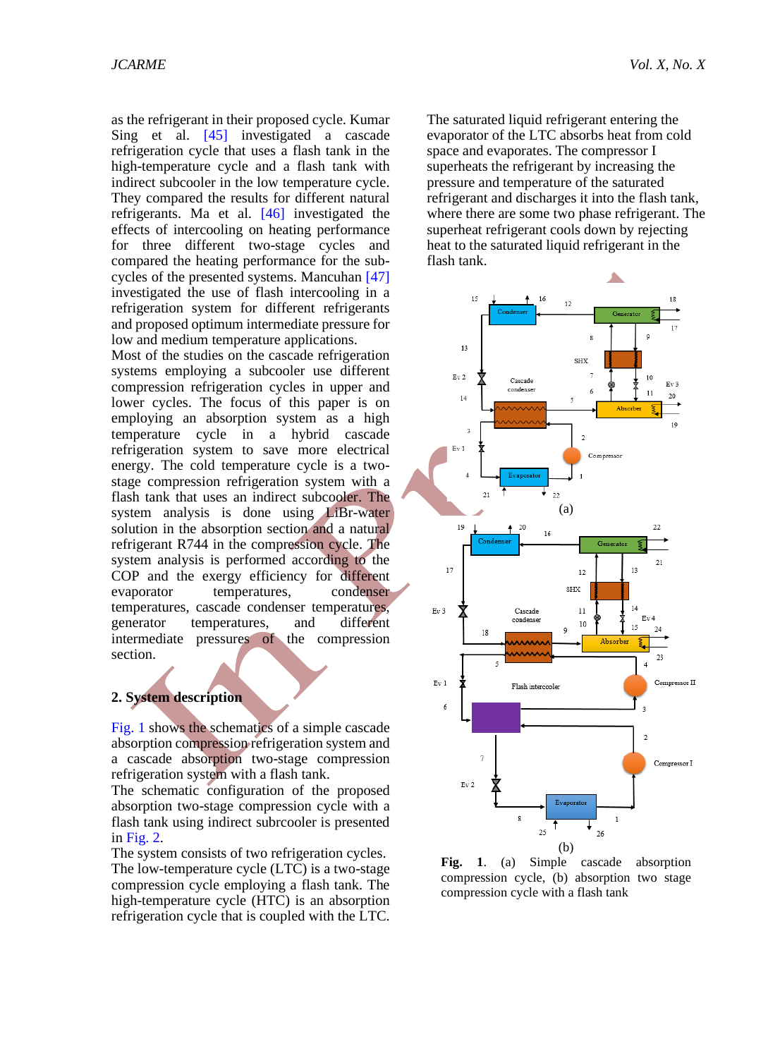as the refrigerant in their proposed cycle. Kumar Sing et al. [45] investigated a cascade refrigeration cycle that uses a flash tank in the high-temperature cycle and a flash tank with indirect subcooler in the low temperature cycle. They compared the results for different natural refrigerants. Ma et al. [46] investigated the effects of intercooling on heating performance for three different two-stage cycles and compared the heating performance for the sub-cycles of the presented systems. Mancuhan [47] investigated the use of flash intercooling in a refrigeration system for different refrigerants and proposed optimum intermediate pressure for low and medium temperature applications.

Most of the studies on the cascade refrigeration systems employing a subcooler use different compression refrigeration cycles in upper and lower cycles. The focus of this paper is on employing an absorption system as a high temperature cycle in a hybrid cascade refrigeration system to save more electrical energy. The cold temperature cycle is a two-stage compression refrigeration system with a flash tank that uses an indirect subcooler. The system analysis is done using LiBr-water solution in the absorption section and a natural refrigerant R744 in the compression cycle. The system analysis is performed according to the COP and the exergy efficiency for different evaporator temperatures, condenser temperatures, cascade condenser temperatures, generator temperatures, and different intermediate pressures of the compression section.

## 2. System description

Fig. 1 shows the schematics of a simple cascade absorption compression refrigeration system and a cascade absorption two-stage compression refrigeration system with a flash tank.

The schematic configuration of the proposed absorption two-stage compression cycle with a flash tank using indirect subrcooler is presented in Fig. 2.

The system consists of two refrigeration cycles. The low-temperature cycle (LTC) is a two-stage compression cycle employing a flash tank. The high-temperature cycle (HTC) is an absorption refrigeration cycle that is coupled with the LTC.

The saturated liquid refrigerant entering the evaporator of the LTC absorbs heat from cold space and evaporates. The compressor I superheats the refrigerant by increasing the pressure and temperature of the saturated refrigerant and discharges it into the flash tank, where there are some two phase refrigerant. The superheat refrigerant cools down by rejecting heat to the saturated liquid refrigerant in the flash tank.

(a)

(b)

**Fig. 1**. (a) Simple cascade absorption compression cycle, (b) absorption two stage compression cycle with a flash tank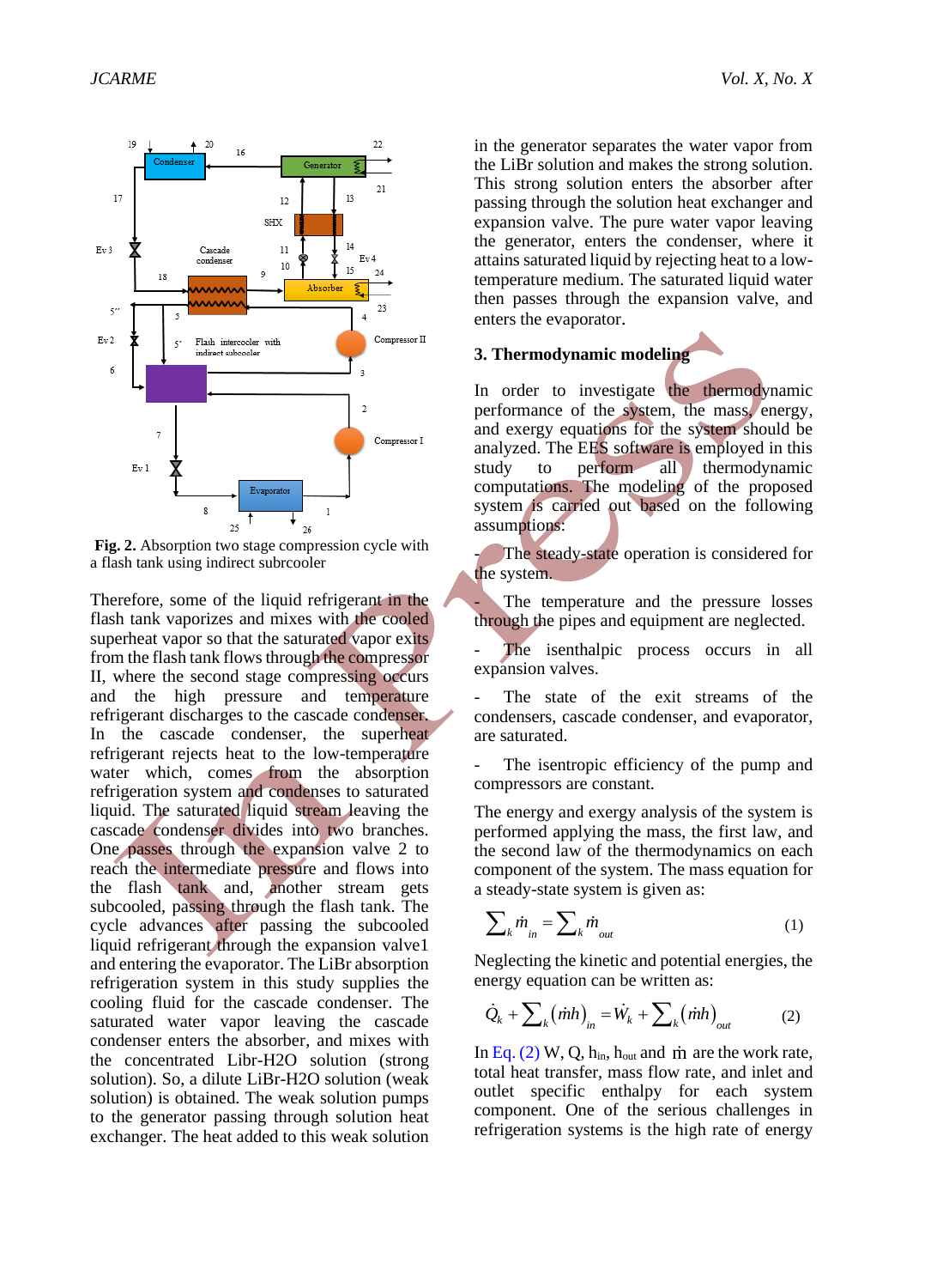19 20 22 16 Condenser Generator 21 17 12 13 SHX Ev 3 Cascade condenser 11 14 Ev 4 18 9 10 15 24 Absorber 5'' 23 5 4 Compressor II Ev 2 5' Flash intercooler with indirect subcooler 6 3 2 7 Compressor I Ev 1 Evaporator 8 1 25 26

**Fig. 2.** Absorption two stage compression cycle with a flash tank using indirect subrcooler

Therefore, some of the liquid refrigerant in the flash tank vaporizes and mixes with the cooled superheat vapor so that the saturated vapor exits from the flash tank flows through the compressor II, where the second stage compressing occurs and the high pressure and temperature refrigerant discharges to the cascade condenser. In the cascade condenser, the superheat refrigerant rejects heat to the low-temperature water which, comes from the absorption refrigeration system and condenses to saturated liquid. The saturated liquid stream leaving the cascade condenser divides into two branches. One passes through the expansion valve 2 to reach the intermediate pressure and flows into the flash tank and, another stream gets subcooled, passing through the flash tank. The cycle advances after passing the subcooled liquid refrigerant through the expansion valve1 and entering the evaporator. The LiBr absorption refrigeration system in this study supplies the cooling fluid for the cascade condenser. The saturated water vapor leaving the cascade condenser enters the absorber and mixes with the concentrated Libr-H2O solution (strong solution). So, a dilute LiBr-H2O solution (weak solution) is obtained. The weak solution pumps to the generator passing through solution heat exchanger. The heat added to this weak solution in the generator separates the water vapor from the LiBr solution and makes the strong solution. This strong solution enters the absorber after passing through the solution heat exchanger and expansion valve. The pure water vapor leaving the generator, enters the condenser, where it attains saturated liquid by rejecting heat to a low-temperature medium. The saturated liquid water then passes through the expansion valve, and enters the evaporator.

## 3. Thermodynamic modeling

In order to investigate the thermodynamic performance of the system, the mass, energy, and exergy equations for the system should be analyzed. The EES software is employed in this study to perform all thermodynamic computations. The modeling of the proposed system is carried out based on the following assumptions:

- The steady-state operation is considered for the system.
- The temperature and the pressure losses through the pipes and equipment are neglected.
- The isenthalpic process occurs in all expansion valves.
- The state of the exit streams of the condensers, cascade condenser, and evaporator, are saturated.
- The isentropic efficiency of the pump and compressors are constant.

The energy and exergy analysis of the system is performed applying the mass, the first law, and the second law of the thermodynamics on each component of the system. The mass equation for a steady-state system is given as:

$$\sum_k \dot{m}_{in} = \sum_k \dot{m}_{out} \qquad (1)$$

Neglecting the kinetic and potential energies, the energy equation can be written as:

$$\dot{Q}_k + \sum_k (\dot{m}h)_{in} = \dot{W}_k + \sum_k (\dot{m}h)_{out} \qquad (2)$$

In Eq. (2) W, Q, $h_{in}$, $h_{out}$ and $\dot{m}$ are the work rate, total heat transfer, mass flow rate, and inlet and outlet specific enthalpy for each system component. One of the serious challenges in refrigeration systems is the high rate of energy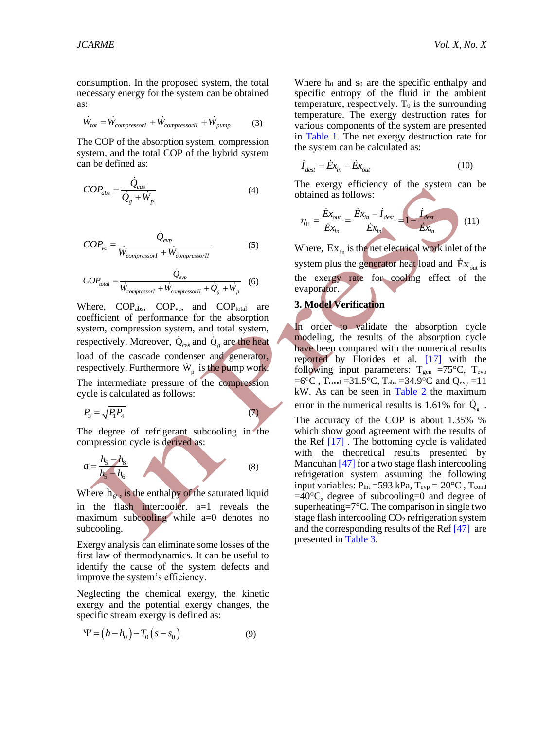consumption. In the proposed system, the total necessary energy for the system can be obtained as:

$$\dot{W}_{tot} = \dot{W}_{compressorI} + \dot{W}_{compressorII} + \dot{W}_{pump} \quad (3)$$

The COP of the absorption system, compression system, and the total COP of the hybrid system can be defined as:

$$COP_{abs} = \frac{\dot{Q}_{cas}}{\dot{Q}_g + \dot{W}_p} \quad (4)$$

$$COP_{vc} = \frac{\dot{Q}_{evp}}{\dot{W}_{compressorI} + \dot{W}_{compressorII}} \quad (5)$$

$$COP_{total} = \frac{\dot{Q}_{evp}}{\dot{W}_{compressorI} + \dot{W}_{compressorII} + \dot{Q}_g + \dot{W}_p} \quad (6)$$

Where, $COP_{abs}$, $COP_{vc}$, and $COP_{total}$ are coefficient of performance for the absorption system, compression system, and total system, respectively. Moreover, $\dot{Q}_{cas}$ and $\dot{Q}_g$ are the heat load of the cascade condenser and generator, respectively. Furthermore $\dot{W}_p$ is the pump work.

The intermediate pressure of the compression cycle is calculated as follows:

$$P_3 = \sqrt{P_1 P_4} \quad (7)$$

The degree of refrigerant subcooling in the compression cycle is derived as:

$$a = \frac{h_5 - h_8}{h_5 - h_{6'}} \quad (8)$$

Where $h_{6'}$, is the enthalpy of the saturated liquid in the flash intercooler. a=1 reveals the maximum subcooling while a=0 denotes no subcooling.

Exergy analysis can eliminate some losses of the first law of thermodynamics. It can be useful to identify the cause of the system defects and improve the system's efficiency.

Neglecting the chemical exergy, the kinetic exergy and the potential exergy changes, the specific stream exergy is defined as:

$$\Psi = (h - h_0) - T_0 (s - s_0) \quad (9)$$

Where $h_0$ and $s_0$ are the specific enthalpy and specific entropy of the fluid in the ambient temperature, respectively. $T_0$ is the surrounding temperature. The exergy destruction rates for various components of the system are presented in Table 1. The net exergy destruction rate for the system can be calculated as:

$$\dot{I}_{dest} = \dot{E}x_{in} - \dot{E}x_{out} \quad (10)$$

The exergy efficiency of the system can be obtained as follows:

$$\eta_{II} = \frac{\dot{E}x_{out}}{\dot{E}x_{in}} = \frac{\dot{E}x_{in} - \dot{I}_{dest}}{\dot{E}x_{in}} = 1 - \frac{\dot{I}_{dest}}{\dot{E}x_{in}} \quad (11)$$

Where, $\dot{E}x_{in}$ is the net electrical work inlet of the system plus the generator heat load and $\dot{E}x_{out}$ is the exergy rate for cooling effect of the evaporator.

## 3. Model Verification

In order to validate the absorption cycle modeling, the results of the absorption cycle have been compared with the numerical results reported by Florides et al. [17] with the following input parameters: $T_{gen}$ =75°C, $T_{evp}$ =6°C , $T_{cond}$ =31.5°C, $T_{abs}$ =34.9°C and $Q_{evp}$ =11 kW. As can be seen in Table 2 the maximum error in the numerical results is 1.61% for $\dot{Q}_g$ .

The accuracy of the COP is about 1.35% % which show good agreement with the results of the Ref [17] . The bottoming cycle is validated with the theoretical results presented by Mancuhan [47] for a two stage flash intercooling refrigeration system assuming the following input variables: $P_{int}$ =593 kPa, $T_{evp}$ =-20°C , $T_{cond}$ =40°C, degree of subcooling=0 and degree of superheating=7°C. The comparison in single two stage flash intercooling $CO_2$ refrigeration system and the corresponding results of the Ref [47] are presented in Table 3.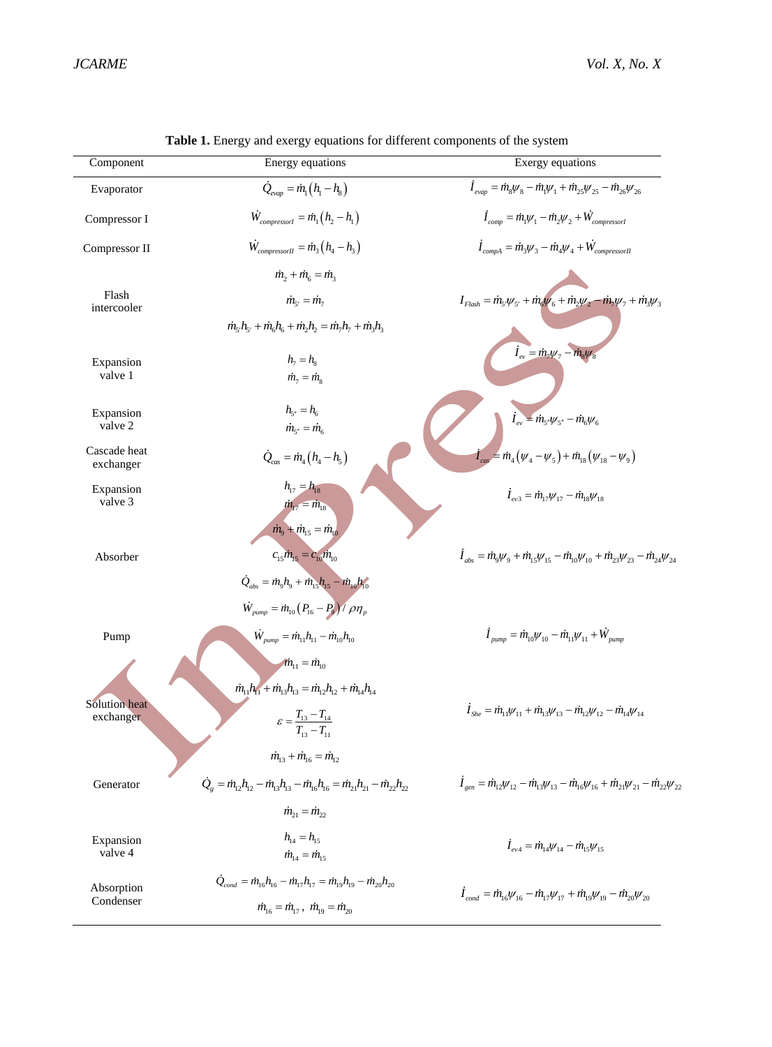**Table 1.** Energy and exergy equations for different components of the system

| Component | Energy equations | Exergy equations |
|---|---|---|
| Evaporator | $\dot{Q}_{evap} = \dot{m}_1(h_1 - h_8)$ | $\dot{I}_{evap} = \dot{m}_8\psi_8 - \dot{m}_1\psi_1 + \dot{m}_{25}\psi_{25} - \dot{m}_{26}\psi_{26}$ |
| Compressor I | $\dot{W}_{compressorI} = \dot{m}_1(h_2 - h_1)$ | $\dot{I}_{comp} = \dot{m}_1\psi_1 - \dot{m}_2\psi_2 + \dot{W}_{compressorI}$ |
| Compressor II | $\dot{W}_{compressorII} = \dot{m}_3(h_4 - h_3)$ | $\dot{I}_{compA} = \dot{m}_3\psi_3 - \dot{m}_4\psi_4 + \dot{W}_{compressorII}$ |
| Flash intercooler | $\dot{m}_2 + \dot{m}_6 = \dot{m}_3$ <br> $\dot{m}_{5'} = \dot{m}_7$ <br> $\dot{m}_{5'}h_{5'} + \dot{m}_6h_6 + \dot{m}_2h_2 = \dot{m}_7h_7 + \dot{m}_3h_3$ | $I_{Flash} = \dot{m}_{5'}\psi_{5'} + \dot{m}_6\psi_6 + \dot{m}_2\psi_2 - \dot{m}_7\psi_7 + \dot{m}_3\psi_3$ |
| Expansion valve 1 | $h_7 = h_8$ <br> $\dot{m}_7 = \dot{m}_8$ | $\dot{I}_{ev} = \dot{m}_7\psi_7 - \dot{m}_8\psi_8$ |
| Expansion valve 2 | $h_{5''} = h_6$ <br> $\dot{m}_{5''} = \dot{m}_6$ | $\dot{I}_{ev} = \dot{m}_{5''}\psi_{5''} - \dot{m}_6\psi_6$ |
| Cascade heat exchanger | $\dot{Q}_{cas} = \dot{m}_4(h_4 - h_5)$ | $\dot{I}_{cas} = \dot{m}_4(\psi_4 - \psi_5) + \dot{m}_{18}(\psi_{18} - \psi_9)$ |
| Expansion valve 3 | $h_{17} = h_{18}$ <br> $\dot{m}_{17} = \dot{m}_{18}$ | $\dot{I}_{ev3} = \dot{m}_{17}\psi_{17} - \dot{m}_{18}\psi_{18}$ |
| Absorber | $\dot{m}_9 + \dot{m}_{15} = \dot{m}_{10}$ <br> $c_{15}\dot{m}_{15} = c_{10}\dot{m}_{10}$ <br> $\dot{Q}_{abs} = \dot{m}_9h_9 + \dot{m}_{15}h_{15} - \dot{m}_{10}h_{10}$ | $\dot{I}_{abs} = \dot{m}_9\psi_9 + \dot{m}_{15}\psi_{15} - \dot{m}_{10}\psi_{10} + \dot{m}_{23}\psi_{23} - \dot{m}_{24}\psi_{24}$ |
| Pump | $\dot{W}_{pump} = \dot{m}_{10}(P_{16} - P_9)/\rho\eta_p$ <br> $\dot{W}_{pump} = \dot{m}_{11}h_{11} - \dot{m}_{10}h_{10}$ <br> $\dot{m}_{11} = \dot{m}_{10}$ | $\dot{I}_{pump} = \dot{m}_{10}\psi_{10} - \dot{m}_{11}\psi_{11} + \dot{W}_{pump}$ |
| Solution heat exchanger | $\dot{m}_{11}h_{11} + \dot{m}_{13}h_{13} = \dot{m}_{12}h_{12} + \dot{m}_{14}h_{14}$ <br> $\varepsilon = \frac{T_{13} - T_{14}}{T_{13} - T_{11}}$ | $\dot{I}_{She} = \dot{m}_{11}\psi_{11} + \dot{m}_{13}\psi_{13} - \dot{m}_{12}\psi_{12} - \dot{m}_{14}\psi_{14}$ |
| Generator | $\dot{m}_{13} + \dot{m}_{16} = \dot{m}_{12}$ <br> $\dot{Q}_g = \dot{m}_{12}h_{12} - \dot{m}_{13}h_{13} - \dot{m}_{16}h_{16} = \dot{m}_{21}h_{21} - \dot{m}_{22}h_{22}$ <br> $\dot{m}_{21} = \dot{m}_{22}$ | $\dot{I}_{gen} = \dot{m}_{12}\psi_{12} - \dot{m}_{13}\psi_{13} - \dot{m}_{16}\psi_{16} + \dot{m}_{21}\psi_{21} - \dot{m}_{22}\psi_{22}$ |
| Expansion valve 4 | $h_{14} = h_{15}$ <br> $\dot{m}_{14} = \dot{m}_{15}$ | $\dot{I}_{ev4} = \dot{m}_{14}\psi_{14} - \dot{m}_{15}\psi_{15}$ |
| Absorption Condenser | $\dot{Q}_{cond} = \dot{m}_{16}h_{16} - \dot{m}_{17}h_{17} = \dot{m}_{19}h_{19} - \dot{m}_{20}h_{20}$ <br> $\dot{m}_{16} = \dot{m}_{17}$, $\dot{m}_{19} = \dot{m}_{20}$ | $\dot{I}_{cond} = \dot{m}_{16}\psi_{16} - \dot{m}_{17}\psi_{17} + \dot{m}_{19}\psi_{19} - \dot{m}_{20}\psi_{20}$ |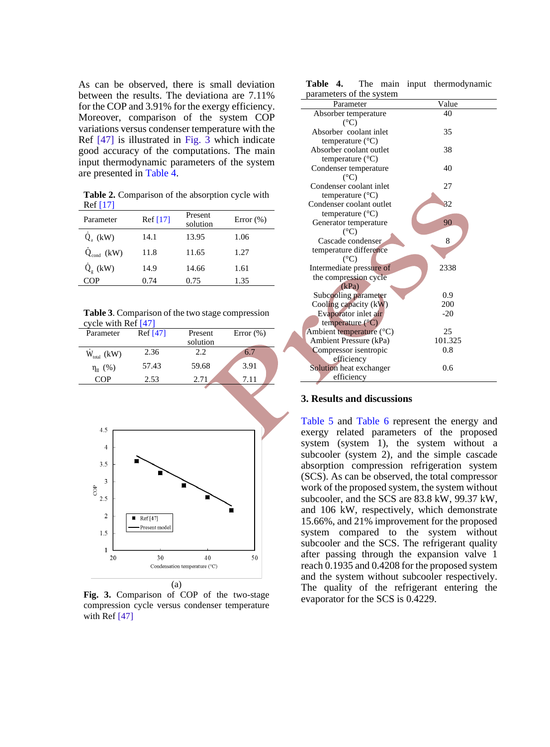As can be observed, there is small deviation between the results. The deviationa are 7.11% for the COP and 3.91% for the exergy efficiency. Moreover, comparison of the system COP variations versus condenser temperature with the Ref [47] is illustrated in Fig. 3 which indicate good accuracy of the computations. The main input thermodynamic parameters of the system are presented in Table 4.

**Table 2.** Comparison of the absorption cycle with Ref [17]

| Parameter | Ref [17] | Present solution | Error (%) |
|---|---|---|---|
| $\dot{Q}_a$ (kW) | 14.1 | 13.95 | 1.06 |
| $\dot{Q}_{cond}$ (kW) | 11.8 | 11.65 | 1.27 |
| $\dot{Q}_g$ (kW) | 14.9 | 14.66 | 1.61 |
| COP | 0.74 | 0.75 | 1.35 |

**Table 3**. Comparison of the two stage compression cycle with Ref [47]

| Parameter | Ref [47] | Present solution | Error (%) |
|---|---|---|---|
| $\dot{W}_{total}$ (kW) | 2.36 | 2.2 | 6.7 |
| $\eta_{II}$ (%) | 57.43 | 59.68 | 3.91 |
| COP | 2.53 | 2.71 | 7.11 |

4.5
4
3.5
3
2.5
2
1.5
1
COP
20
30
40
50
Condensation temperature (°C)
Ref [47]
Present model

(a)

**Fig. 3.** Comparison of COP of the two-stage compression cycle versus condenser temperature with Ref [47]

**Table 4.** The main input thermodynamic parameters of the system

| Parameter | Value |
|---|---|
| Absorber temperature (°C) | 40 |
| Absorber coolant inlet temperature (°C) | 35 |
| Absorber coolant outlet temperature (°C) | 38 |
| Condenser temperature (°C) | 40 |
| Condenser coolant inlet temperature (°C) | 27 |
| Condenser coolant outlet temperature (°C) | 32 |
| Generator temperature (°C) | 90 |
| Cascade condenser temperature difference (°C) | 8 |
| Intermediate pressure of the compression cycle (kPa) | 2338 |
| Subcooling parameter | 0.9 |
| Cooling capacity (kW) | 200 |
| Evaporator inlet air temperature (°C) | -20 |
| Ambient temperature (°C) | 25 |
| Ambient Pressure (kPa) | 101.325 |
| Compressor isentropic efficiency | 0.8 |
| Solution heat exchanger efficiency | 0.6 |

## 3. Results and discussions

Table 5 and Table 6 represent the energy and exergy related parameters of the proposed system (system 1), the system without a subcooler (system 2), and the simple cascade absorption compression refrigeration system (SCS). As can be observed, the total compressor work of the proposed system, the system without subcooler, and the SCS are 83.8 kW, 99.37 kW, and 106 kW, respectively, which demonstrate 15.66%, and 21% improvement for the proposed system compared to the system without subcooler and the SCS. The refrigerant quality after passing through the expansion valve 1 reach 0.1935 and 0.4208 for the proposed system and the system without subcooler respectively. The quality of the refrigerant entering the evaporator for the SCS is 0.4229.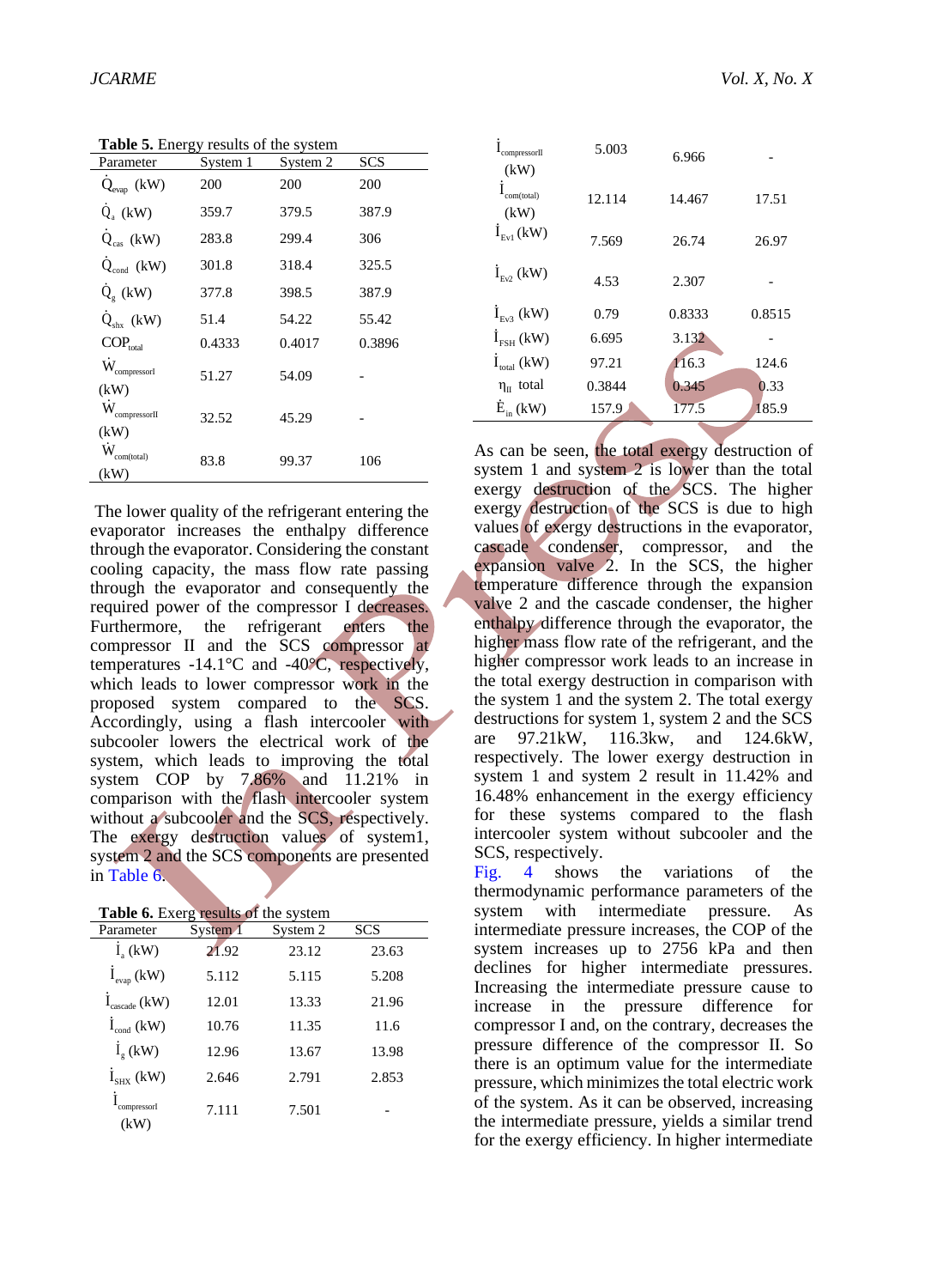**Table 5.** Energy results of the system

| Parameter | System 1 | System 2 | SCS |
|---|---|---|---|
| $\dot{Q}_{evap}$ (kW) | 200 | 200 | 200 |
| $\dot{Q}_{a}$ (kW) | 359.7 | 379.5 | 387.9 |
| $\dot{Q}_{cas}$ (kW) | 283.8 | 299.4 | 306 |
| $\dot{Q}_{cond}$ (kW) | 301.8 | 318.4 | 325.5 |
| $\dot{Q}_{g}$ (kW) | 377.8 | 398.5 | 387.9 |
| $\dot{Q}_{shx}$ (kW) | 51.4 | 54.22 | 55.42 |
| $COP_{total}$ | 0.4333 | 0.4017 | 0.3896 |
| $\dot{W}_{compressorI}$ (kW) | 51.27 | 54.09 | - |
| $\dot{W}_{compressorII}$ (kW) | 32.52 | 45.29 | - |
| $\dot{W}_{com(total)}$ (kW) | 83.8 | 99.37 | 106 |

The lower quality of the refrigerant entering the evaporator increases the enthalpy difference through the evaporator. Considering the constant cooling capacity, the mass flow rate passing through the evaporator and consequently the required power of the compressor I decreases. Furthermore, the refrigerant enters the compressor II and the SCS compressor at temperatures -14.1°C and -40°C, respectively, which leads to lower compressor work in the proposed system compared to the SCS. Accordingly, using a flash intercooler with subcooler lowers the electrical work of the system, which leads to improving the total system COP by 7.86% and 11.21% in comparison with the flash intercooler system without a subcooler and the SCS, respectively. The exergy destruction values of system1, system 2 and the SCS components are presented in Table 6.

**Table 6.** Exerg results of the system

| Parameter | System 1 | System 2 | SCS |
|---|---|---|---|
| $\dot{I}_{a}$ (kW) | 21.92 | 23.12 | 23.63 |
| $\dot{I}_{evap}$ (kW) | 5.112 | 5.115 | 5.208 |
| $\dot{I}_{cascade}$ (kW) | 12.01 | 13.33 | 21.96 |
| $\dot{I}_{cond}$ (kW) | 10.76 | 11.35 | 11.6 |
| $\dot{I}_{g}$ (kW) | 12.96 | 13.67 | 13.98 |
| $\dot{I}_{SHX}$ (kW) | 2.646 | 2.791 | 2.853 |
| $\dot{I}_{compressorI}$ (kW) | 7.111 | 7.501 | - |
| $\dot{I}_{compressorII}$ (kW) | 5.003 | 6.966 | - |
| $\dot{I}_{com(total)}$ (kW) | 12.114 | 14.467 | 17.51 |
| $\dot{I}_{Ev1}$ (kW) | 7.569 | 26.74 | 26.97 |
| $\dot{I}_{Ev2}$ (kW) | 4.53 | 2.307 | - |
| $\dot{I}_{Ev3}$ (kW) | 0.79 | 0.8333 | 0.8515 |
| $\dot{I}_{FSH}$ (kW) | 6.695 | 3.132 | - |
| $\dot{I}_{total}$ (kW) | 97.21 | 116.3 | 124.6 |
| $\eta_{II}$ total | 0.3844 | 0.345 | 0.33 |
| $\dot{E}_{in}$ (kW) | 157.9 | 177.5 | 185.9 |

As can be seen, the total exergy destruction of system 1 and system 2 is lower than the total exergy destruction of the SCS. The higher exergy destruction of the SCS is due to high values of exergy destructions in the evaporator, cascade condenser, compressor, and the expansion valve 2. In the SCS, the higher temperature difference through the expansion valve 2 and the cascade condenser, the higher enthalpy difference through the evaporator, the higher mass flow rate of the refrigerant, and the higher compressor work leads to an increase in the total exergy destruction in comparison with the system 1 and the system 2. The total exergy destructions for system 1, system 2 and the SCS are 97.21kW, 116.3kw, and 124.6kW, respectively. The lower exergy destruction in system 1 and system 2 result in 11.42% and 16.48% enhancement in the exergy efficiency for these systems compared to the flash intercooler system without subcooler and the SCS, respectively.

Fig. 4 shows the variations of the thermodynamic performance parameters of the system with intermediate pressure. As intermediate pressure increases, the COP of the system increases up to 2756 kPa and then declines for higher intermediate pressures. Increasing the intermediate pressure cause to increase in the pressure difference for compressor I and, on the contrary, decreases the pressure difference of the compressor II. So there is an optimum value for the intermediate pressure, which minimizes the total electric work of the system. As it can be observed, increasing the intermediate pressure, yields a similar trend for the exergy efficiency. In higher intermediate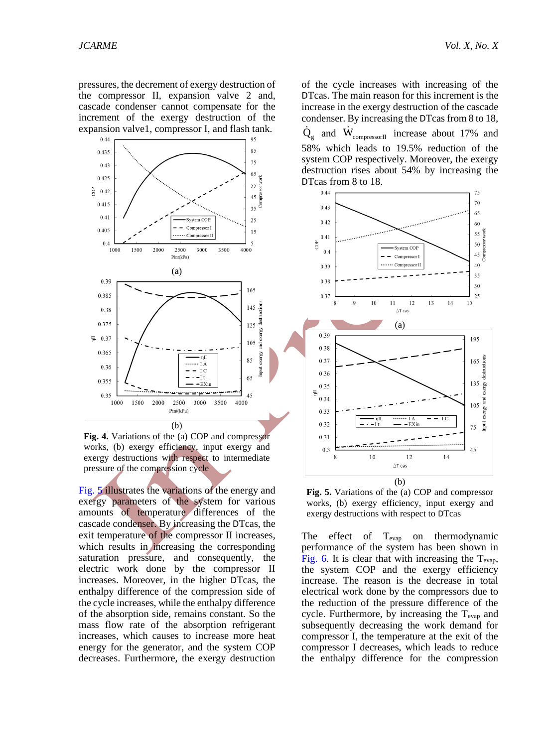pressures, the decrement of exergy destruction of the compressor II, expansion valve 2 and, cascade condenser cannot compensate for the increment of the exergy destruction of the expansion valve1, compressor I, and flash tank.

0.44
0.435
0.43
0.425
0.42
0.415
0.41
0.405
0.4
COP
1000 1500 2000 2500 3000 3500 4000
Pint(kPa)
95
85
75
65
55
45
35
25
15
5
Compressor work
System COP
Compressor I
Compressor II

(a)

0.39
0.385
0.38
0.375
0.37
0.365
0.36
0.355
0.35
ηII
1000 1500 2000 2500 3000 3500 4000
Pint(kPa)
165
145
125
105
85
65
45
Input exergy and exergy destructions
ηII
I A
I C
I t
EXin

(b)

**Fig. 4.** Variations of the (a) COP and compressor works, (b) exergy efficiency, input exergy and exergy destructions with respect to intermediate pressure of the compression cycle

Fig. 5 illustrates the variations of the energy and exergy parameters of the system for various amounts of temperature differences of the cascade condenser. By increasing the DTcas, the exit temperature of the compressor II increases, which results in increasing the corresponding saturation pressure, and consequently, the electric work done by the compressor II increases. Moreover, in the higher DTcas, the enthalpy difference of the compression side of the cycle increases, while the enthalpy difference of the absorption side, remains constant. So the mass flow rate of the absorption refrigerant increases, which causes to increase more heat energy for the generator, and the system COP decreases. Furthermore, the exergy destruction of the cycle increases with increasing of the DTcas. The main reason for this increment is the increase in the exergy destruction of the cascade condenser. By increasing the DTcas from 8 to 18, $\dot{Q}_g$ and $\dot{W}_{compressorII}$ increase about 17% and 58% which leads to 19.5% reduction of the system COP respectively. Moreover, the exergy destruction rises about 54% by increasing the DTcas from 8 to 18.

0.44
0.43
0.42
0.41
0.4
0.39
0.38
0.37
COP
8 9 10 11 12 13 14 15
ΔT cas
75
70
65
60
55
50
45
40
35
30
25
Compressor work
System COP
Compressor I
Compressor II

(a)

0.39
0.38
0.37
0.36
0.35
0.34
0.33
0.32
0.31
0.3
ηII
8 10 12 14
ΔT cas
195
165
135
105
75
45
Input exergy and exergy destructions
ηII
I A
I C
I t
EXin

(b)

**Fig. 5.** Variations of the (a) COP and compressor works, (b) exergy efficiency, input exergy and exergy destructions with respect to DTcas

The effect of $T_{evap}$ on thermodynamic performance of the system has been shown in Fig. 6. It is clear that with increasing the $T_{evap}$, the system COP and the exergy efficiency increase. The reason is the decrease in total electrical work done by the compressors due to the reduction of the pressure difference of the cycle. Furthermore, by increasing the $T_{evap}$ and subsequently decreasing the work demand for compressor I, the temperature at the exit of the compressor I decreases, which leads to reduce the enthalpy difference for the compression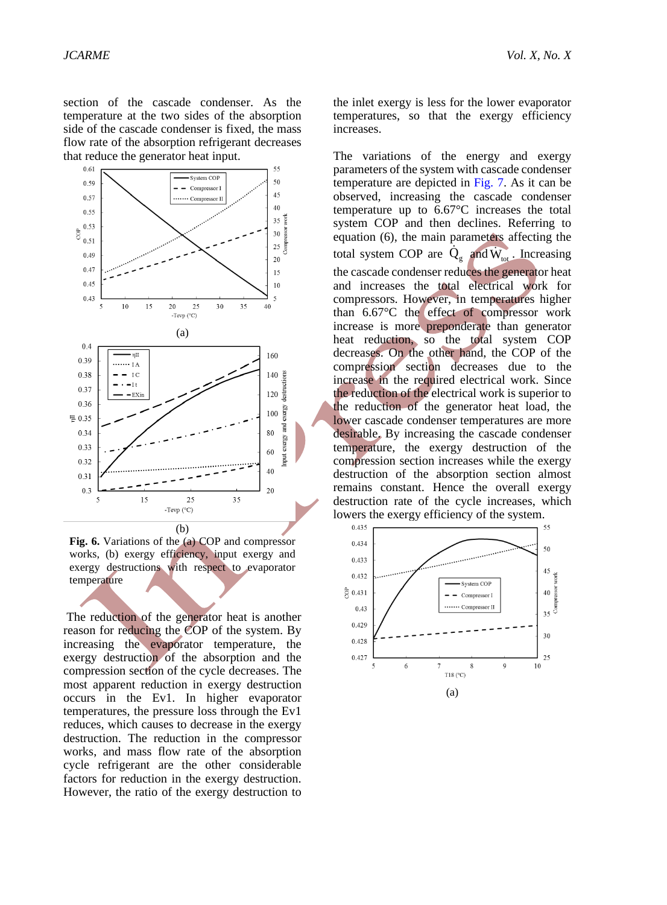section of the cascade condenser. As the temperature at the two sides of the absorption side of the cascade condenser is fixed, the mass flow rate of the absorption refrigerant decreases that reduce the generator heat input.

0.61
0.59
0.57
0.55
0.53
0.51
0.49
0.47
0.45
0.43
COP
5 10 15 20 25 30 35 40
-Tevp (°C)
55
50
45
40
35
30
25
20
15
10
5
Compressor work
System COP
Compressor I
Compressor II

(a)

0.4
0.39
0.38
0.37
0.36
0.35
0.34
0.33
0.32
0.31
0.3
ηII
5 15 25 35
-Tevp (°C)
160
140
120
100
80
60
40
20
Input exergy and exergy destructions
ηII
I A
I C
I t
EXin

(b)

**Fig. 6.** Variations of the (a) COP and compressor works, (b) exergy efficiency, input exergy and exergy destructions with respect to evaporator temperature

The reduction of the generator heat is another reason for reducing the COP of the system. By increasing the evaporator temperature, the exergy destruction of the absorption and the compression section of the cycle decreases. The most apparent reduction in exergy destruction occurs in the Ev1. In higher evaporator temperatures, the pressure loss through the Ev1 reduces, which causes to decrease in the exergy destruction. The reduction in the compressor works, and mass flow rate of the absorption cycle refrigerant are the other considerable factors for reduction in the exergy destruction. However, the ratio of the exergy destruction to the inlet exergy is less for the lower evaporator temperatures, so that the exergy efficiency increases.

The variations of the energy and exergy parameters of the system with cascade condenser temperature are depicted in Fig. 7. As it can be observed, increasing the cascade condenser temperature up to 6.67°C increases the total system COP and then declines. Referring to equation (6), the main parameters affecting the total system COP are $\dot{Q}_g$ and $\dot{W}_{tot}$. Increasing the cascade condenser reduces the generator heat and increases the total electrical work for compressors. However, in temperatures higher than 6.67°C the effect of compressor work increase is more preponderate than generator heat reduction, so the total system COP decreases. On the other hand, the COP of the compression section decreases due to the increase in the required electrical work. Since the reduction of the electrical work is superior to the reduction of the generator heat load, the lower cascade condenser temperatures are more desirable. By increasing the cascade condenser temperature, the exergy destruction of the compression section increases while the exergy destruction of the absorption section almost remains constant. Hence the overall exergy destruction rate of the cycle increases, which lowers the exergy efficiency of the system.

0.435
0.434
0.433
0.432
0.431
0.43
0.429
0.428
0.427
COP
5 6 7 8 9 10
T18 (°C)
55
50
45
40
35
30
25
Compressor work
System COP
Compressor I
Compressor II

(a)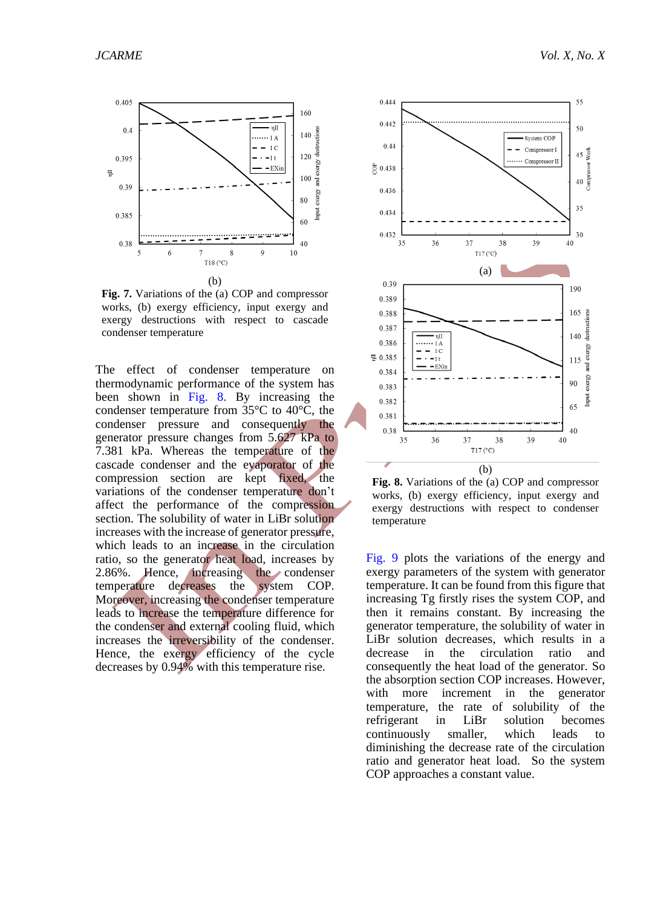0.405
0.4
0.395
0.39
0.385
0.38
ηII
5 6 7 8 9 10
T18 (°C)
160
140
120
100
80
60
40
Input exergy and exergy destructions
ηII
I A
I C
I t
EXin

(b)

**Fig. 7.** Variations of the (a) COP and compressor works, (b) exergy efficiency, input exergy and exergy destructions with respect to cascade condenser temperature

The effect of condenser temperature on thermodynamic performance of the system has been shown in Fig. 8. By increasing the condenser temperature from 35°C to 40°C, the condenser pressure and consequently the generator pressure changes from 5.627 kPa to 7.381 kPa. Whereas the temperature of the cascade condenser and the evaporator of the compression section are kept fixed, the variations of the condenser temperature don't affect the performance of the compression section. The solubility of water in LiBr solution increases with the increase of generator pressure, which leads to an increase in the circulation ratio, so the generator heat load, increases by 2.86%. Hence, increasing the condenser temperature decreases the system COP. Moreover, increasing the condenser temperature leads to increase the temperature difference for the condenser and external cooling fluid, which increases the irreversibility of the condenser. Hence, the exergy efficiency of the cycle decreases by 0.94% with this temperature rise.

0.444
0.442
0.44
0.438
0.436
0.434
0.432
COP
35 36 37 38 39 40
T17 (°C)
55
50
45
40
35
30
Compressor Work
System COP
Compressor I
Compressor II

(a)

0.39
0.389
0.388
0.387
0.386
0.385
0.384
0.383
0.382
0.381
0.38
ηII
35 36 37 38 39 40
T17 (°C)
190
165
140
115
90
65
40
Input exergy and exergy destructions
ηII
I A
I C
I t
EXin

(b)

**Fig. 8.** Variations of the (a) COP and compressor works, (b) exergy efficiency, input exergy and exergy destructions with respect to condenser temperature

Fig. 9 plots the variations of the energy and exergy parameters of the system with generator temperature. It can be found from this figure that increasing Tg firstly rises the system COP, and then it remains constant. By increasing the generator temperature, the solubility of water in LiBr solution decreases, which results in a decrease in the circulation ratio and consequently the heat load of the generator. So the absorption section COP increases. However, with more increment in the generator temperature, the rate of solubility of the refrigerant in LiBr solution becomes continuously smaller, which leads to diminishing the decrease rate of the circulation ratio and generator heat load. So the system COP approaches a constant value.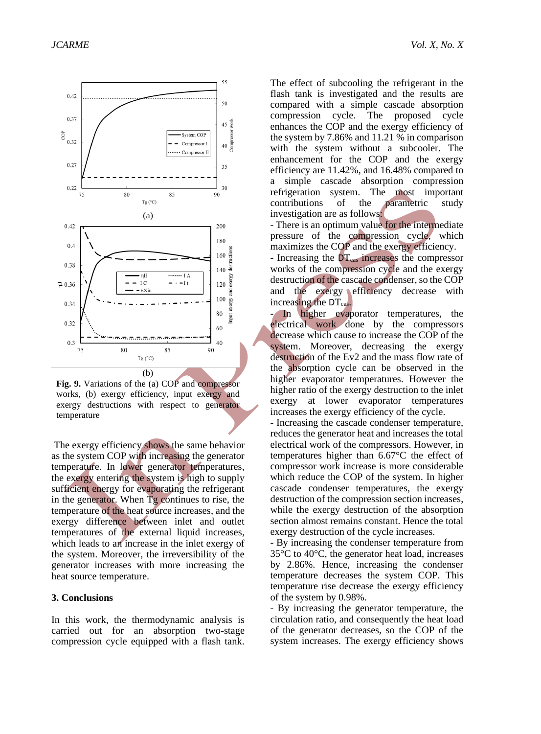0.42
0.37
COP 0.32
0.27
0.22
75 80 85 90
Tg (°C)
55
50
45
40
35
30
Compressor work
System COP
Compressor I
Compressor II

(a)

0.42
0.4
0.38
ηII 0.36
0.34
0.32
0.3
75 80 85 90
Tg (°C)
200
180
160
140
120
100
80
60
40
Input exergy and exergy destructions
ηII
I C
EXin
I A
I t

(b)

**Fig. 9.** Variations of the (a) COP and compressor works, (b) exergy efficiency, input exergy and exergy destructions with respect to generator temperature

The exergy efficiency shows the same behavior as the system COP with increasing the generator temperature. In lower generator temperatures, the exergy entering the system is high to supply sufficient energy for evaporating the refrigerant in the generator. When Tg continues to rise, the temperature of the heat source increases, and the exergy difference between inlet and outlet temperatures of the external liquid increases, which leads to an increase in the inlet exergy of the system. Moreover, the irreversibility of the generator increases with more increasing the heat source temperature.

## 3. Conclusions

In this work, the thermodynamic analysis is carried out for an absorption two-stage compression cycle equipped with a flash tank. The effect of subcooling the refrigerant in the flash tank is investigated and the results are compared with a simple cascade absorption compression cycle. The proposed cycle enhances the COP and the exergy efficiency of the system by 7.86% and 11.21 % in comparison with the system without a subcooler. The enhancement for the COP and the exergy efficiency are 11.42%, and 16.48% compared to a simple cascade absorption compression refrigeration system. The most important contributions of the parametric study investigation are as follows:

- There is an optimum value for the intermediate pressure of the compression cycle, which maximizes the COP and the exergy efficiency.
- Increasing the $DT_{cas}$ increases the compressor works of the compression cycle and the exergy destruction of the cascade condenser, so the COP and the exergy efficiency decrease with increasing the $DT_{cas}$.
- In higher evaporator temperatures, the electrical work done by the compressors decrease which cause to increase the COP of the system. Moreover, decreasing the exergy destruction of the Ev2 and the mass flow rate of the absorption cycle can be observed in the higher evaporator temperatures. However the higher ratio of the exergy destruction to the inlet exergy at lower evaporator temperatures increases the exergy efficiency of the cycle.
- Increasing the cascade condenser temperature, reduces the generator heat and increases the total electrical work of the compressors. However, in temperatures higher than 6.67°C the effect of compressor work increase is more considerable which reduce the COP of the system. In higher cascade condenser temperatures, the exergy destruction of the compression section increases, while the exergy destruction of the absorption section almost remains constant. Hence the total exergy destruction of the cycle increases.
- By increasing the condenser temperature from 35°C to 40°C, the generator heat load, increases by 2.86%. Hence, increasing the condenser temperature decreases the system COP. This temperature rise decrease the exergy efficiency of the system by 0.98%.
- By increasing the generator temperature, the circulation ratio, and consequently the heat load of the generator decreases, so the COP of the system increases. The exergy efficiency shows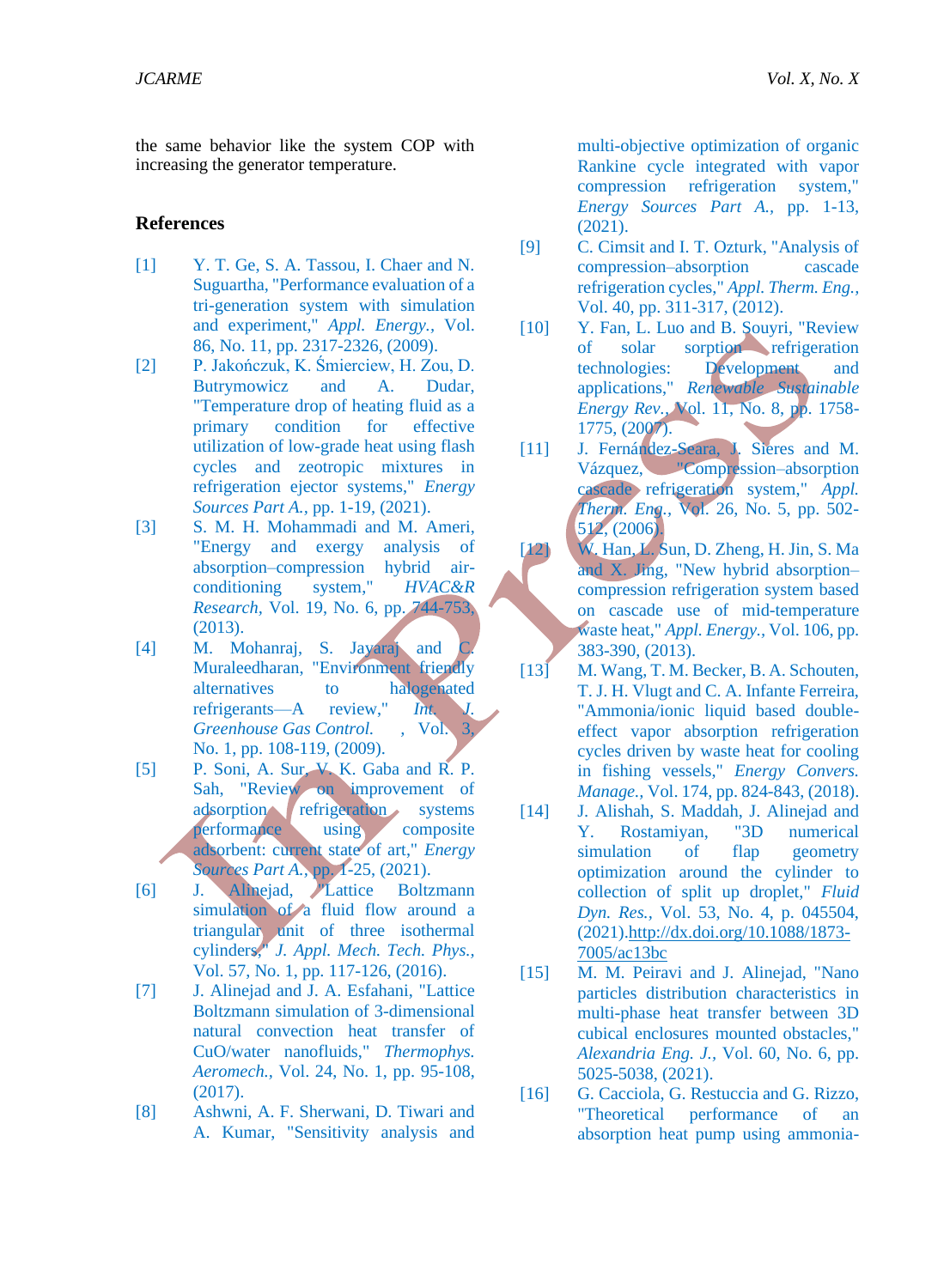the same behavior like the system COP with increasing the generator temperature.

## References

[1] Y. T. Ge, S. A. Tassou, I. Chaer and N. Suguartha, "Performance evaluation of a tri-generation system with simulation and experiment," *Appl. Energy.*, Vol. 86, No. 11, pp. 2317-2326, (2009).

[2] P. Jakończuk, K. Śmierciew, H. Zou, D. Butrymowicz and A. Dudar, "Temperature drop of heating fluid as a primary condition for effective utilization of low-grade heat using flash cycles and zeotropic mixtures in refrigeration ejector systems," *Energy Sources Part A.*, pp. 1-19, (2021).

[3] S. M. H. Mohammadi and M. Ameri, "Energy and exergy analysis of absorption–compression hybrid air-conditioning system," *HVAC&R Research*, Vol. 19, No. 6, pp. 744-753, (2013).

[4] M. Mohanraj, S. Jayaraj and C. Muraleedharan, "Environment friendly alternatives to halogenated refrigerants—A review," *Int. J. Greenhouse Gas Control.* , Vol. 3, No. 1, pp. 108-119, (2009).

[5] P. Soni, A. Sur, V. K. Gaba and R. P. Sah, "Review on improvement of adsorption refrigeration systems performance using composite adsorbent: current state of art," *Energy Sources Part A.*, pp. 1-25, (2021).

[6] J. Alinejad, "Lattice Boltzmann simulation of a fluid flow around a triangular unit of three isothermal cylinders," *J. Appl. Mech. Tech. Phys.*, Vol. 57, No. 1, pp. 117-126, (2016).

[7] J. Alinejad and J. A. Esfahani, "Lattice Boltzmann simulation of 3-dimensional natural convection heat transfer of CuO/water nanofluids," *Thermophys. Aeromech.*, Vol. 24, No. 1, pp. 95-108, (2017).

[8] Ashwni, A. F. Sherwani, D. Tiwari and A. Kumar, "Sensitivity analysis and multi-objective optimization of organic Rankine cycle integrated with vapor compression refrigeration system," *Energy Sources Part A.*, pp. 1-13, (2021).

[9] C. Cimsit and I. T. Ozturk, "Analysis of compression–absorption cascade refrigeration cycles," *Appl. Therm. Eng.*, Vol. 40, pp. 311-317, (2012).

[10] Y. Fan, L. Luo and B. Souyri, "Review of solar sorption refrigeration technologies: Development and applications," *Renewable Sustainable Energy Rev.*, Vol. 11, No. 8, pp. 1758-1775, (2007).

[11] J. Fernández-Seara, J. Sieres and M. Vázquez, "Compression–absorption cascade refrigeration system," *Appl. Therm. Eng.*, Vol. 26, No. 5, pp. 502-512, (2006).

[12] W. Han, L. Sun, D. Zheng, H. Jin, S. Ma and X. Jing, "New hybrid absorption–compression refrigeration system based on cascade use of mid-temperature waste heat," *Appl. Energy.*, Vol. 106, pp. 383-390, (2013).

[13] M. Wang, T. M. Becker, B. A. Schouten, T. J. H. Vlugt and C. A. Infante Ferreira, "Ammonia/ionic liquid based double-effect vapor absorption refrigeration cycles driven by waste heat for cooling in fishing vessels," *Energy Convers. Manage.*, Vol. 174, pp. 824-843, (2018).

[14] J. Alishah, S. Maddah, J. Alinejad and Y. Rostamiyan, "3D numerical simulation of flap geometry optimization around the cylinder to collection of split up droplet," *Fluid Dyn. Res.*, Vol. 53, No. 4, p. 045504, (2021).http://dx.doi.org/10.1088/1873-7005/ac13bc

[15] M. M. Peiravi and J. Alinejad, "Nano particles distribution characteristics in multi-phase heat transfer between 3D cubical enclosures mounted obstacles," *Alexandria Eng. J.*, Vol. 60, No. 6, pp. 5025-5038, (2021).

[16] G. Cacciola, G. Restuccia and G. Rizzo, "Theoretical performance of an absorption heat pump using ammonia-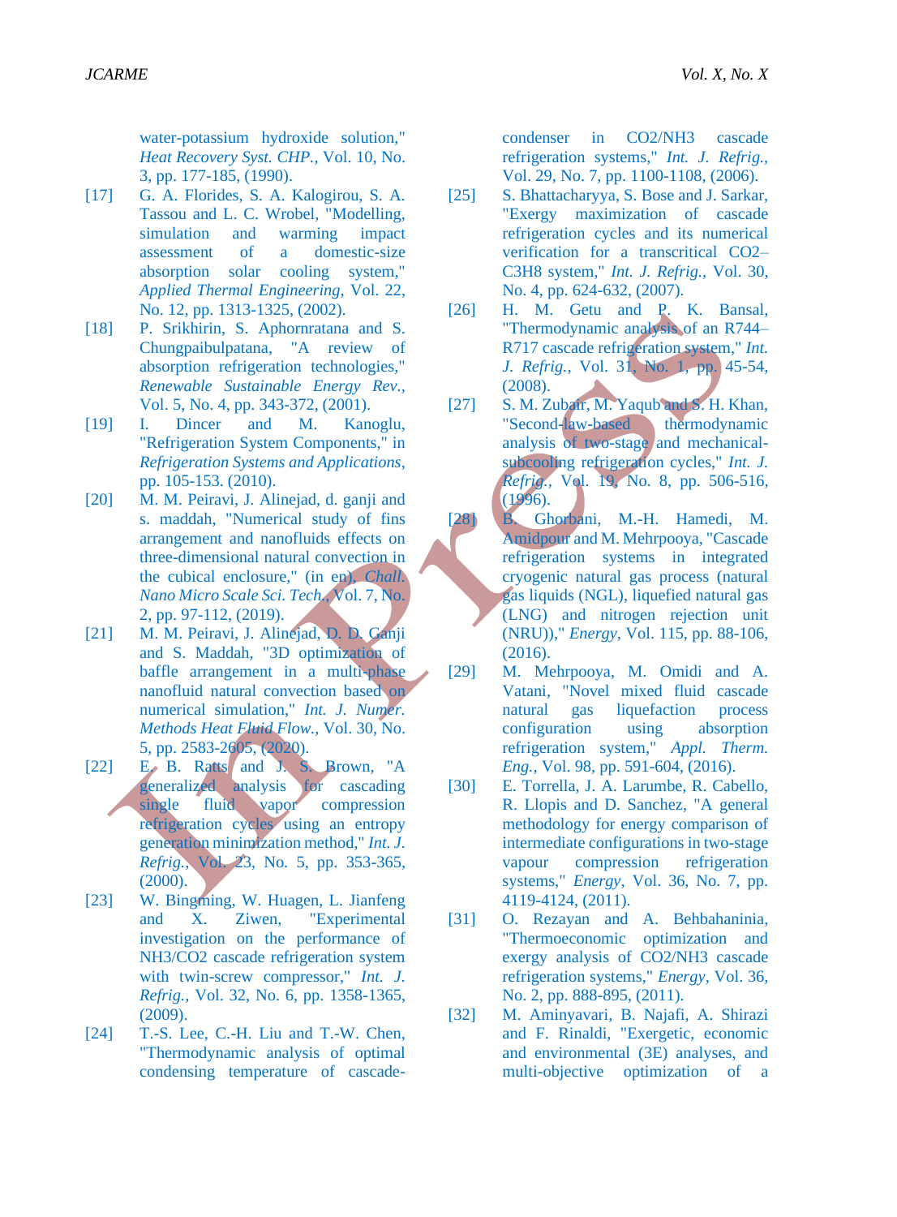water-potassium hydroxide solution," *Heat Recovery Syst. CHP.*, Vol. 10, No. 3, pp. 177-185, (1990).

[17] G. A. Florides, S. A. Kalogirou, S. A. Tassou and L. C. Wrobel, "Modelling, simulation and warming impact assessment of a domestic-size absorption solar cooling system," *Applied Thermal Engineering*, Vol. 22, No. 12, pp. 1313-1325, (2002).

[18] P. Srikhirin, S. Aphornratana and S. Chungpaibulpatana, "A review of absorption refrigeration technologies," *Renewable Sustainable Energy Rev.*, Vol. 5, No. 4, pp. 343-372, (2001).

[19] I. Dincer and M. Kanoglu, "Refrigeration System Components," in *Refrigeration Systems and Applications*, pp. 105-153. (2010).

[20] M. M. Peiravi, J. Alinejad, d. ganji and s. maddah, "Numerical study of fins arrangement and nanofluids effects on three-dimensional natural convection in the cubical enclosure," (in en), *Chall. Nano Micro Scale Sci. Tech.*, Vol. 7, No. 2, pp. 97-112, (2019).

[21] M. M. Peiravi, J. Alinejad, D. D. Ganji and S. Maddah, "3D optimization of baffle arrangement in a multi-phase nanofluid natural convection based on numerical simulation," *Int. J. Numer. Methods Heat Fluid Flow.*, Vol. 30, No. 5, pp. 2583-2605, (2020).

[22] E. B. Ratts and J. S. Brown, "A generalized analysis for cascading single fluid vapor compression refrigeration cycles using an entropy generation minimization method," *Int. J. Refrig.*, Vol. 23, No. 5, pp. 353-365, (2000).

[23] W. Bingming, W. Huagen, L. Jianfeng and X. Ziwen, "Experimental investigation on the performance of NH3/CO2 cascade refrigeration system with twin-screw compressor," *Int. J. Refrig.*, Vol. 32, No. 6, pp. 1358-1365, (2009).

[24] T.-S. Lee, C.-H. Liu and T.-W. Chen, "Thermodynamic analysis of optimal condensing temperature of cascade-condenser in CO2/NH3 cascade refrigeration systems," *Int. J. Refrig.*, Vol. 29, No. 7, pp. 1100-1108, (2006).

[25] S. Bhattacharyya, S. Bose and J. Sarkar, "Exergy maximization of cascade refrigeration cycles and its numerical verification for a transcritical CO2–C3H8 system," *Int. J. Refrig.*, Vol. 30, No. 4, pp. 624-632, (2007).

[26] H. M. Getu and P. K. Bansal, "Thermodynamic analysis of an R744–R717 cascade refrigeration system," *Int. J. Refrig.*, Vol. 31, No. 1, pp. 45-54, (2008).

[27] S. M. Zubair, M. Yaqub and S. H. Khan, "Second-law-based thermodynamic analysis of two-stage and mechanical-subcooling refrigeration cycles," *Int. J. Refrig.*, Vol. 19, No. 8, pp. 506-516, (1996).

[28] B. Ghorbani, M.-H. Hamedi, M. Amidpour and M. Mehrpooya, "Cascade refrigeration systems in integrated cryogenic natural gas process (natural gas liquids (NGL), liquefied natural gas (LNG) and nitrogen rejection unit (NRU))," *Energy*, Vol. 115, pp. 88-106, (2016).

[29] M. Mehrpooya, M. Omidi and A. Vatani, "Novel mixed fluid cascade natural gas liquefaction process configuration using absorption refrigeration system," *Appl. Therm. Eng.*, Vol. 98, pp. 591-604, (2016).

[30] E. Torrella, J. A. Larumbe, R. Cabello, R. Llopis and D. Sanchez, "A general methodology for energy comparison of intermediate configurations in two-stage vapour compression refrigeration systems," *Energy*, Vol. 36, No. 7, pp. 4119-4124, (2011).

[31] O. Rezayan and A. Behbahaninia, "Thermoeconomic optimization and exergy analysis of CO2/NH3 cascade refrigeration systems," *Energy*, Vol. 36, No. 2, pp. 888-895, (2011).

[32] M. Aminyavari, B. Najafi, A. Shirazi and F. Rinaldi, "Exergetic, economic and environmental (3E) analyses, and multi-objective optimization of a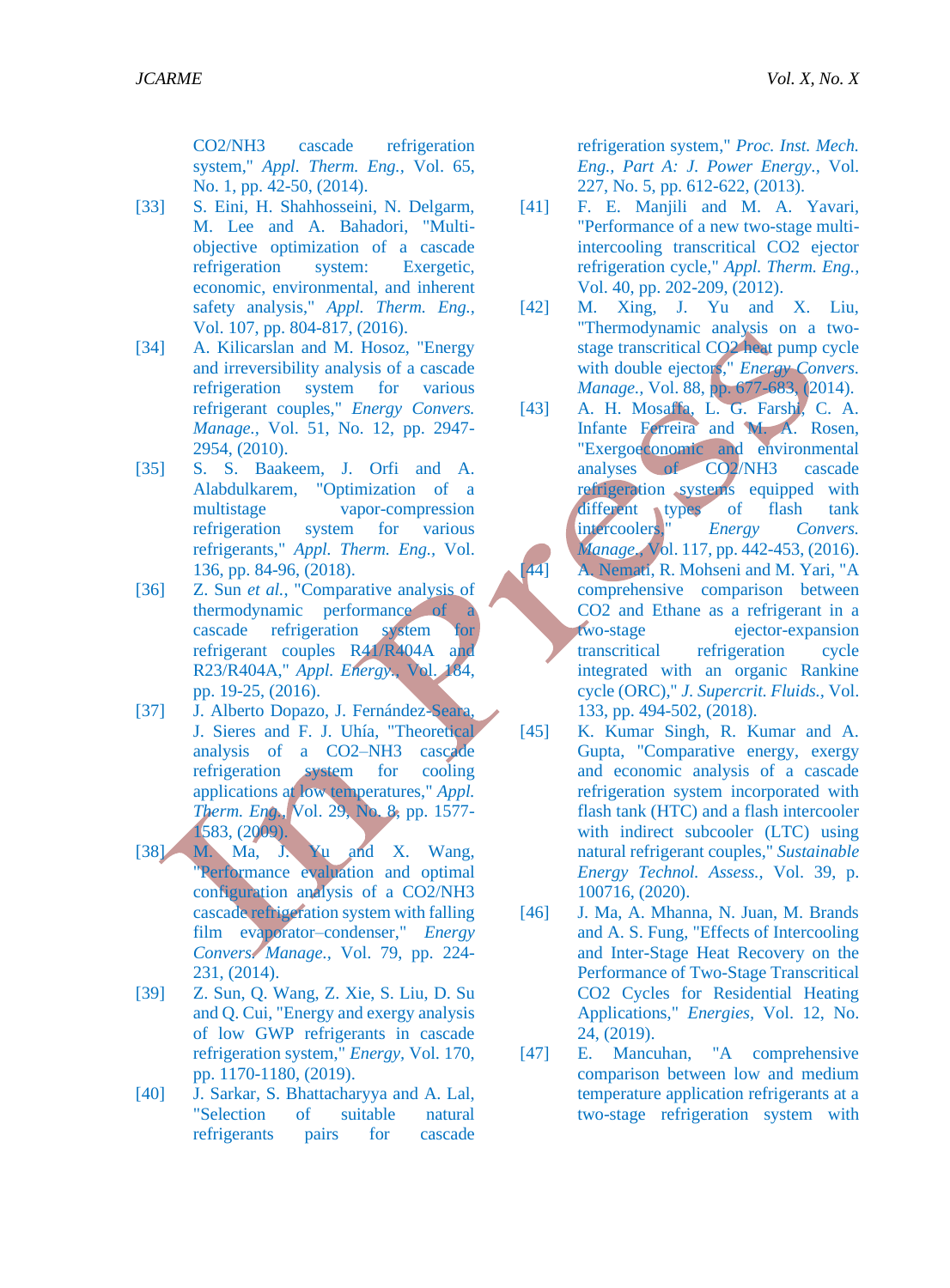CO2/NH3 cascade refrigeration system," *Appl. Therm. Eng.*, Vol. 65, No. 1, pp. 42-50, (2014).

[33] S. Eini, H. Shahhosseini, N. Delgarm, M. Lee and A. Bahadori, "Multi-objective optimization of a cascade refrigeration system: Exergetic, economic, environmental, and inherent safety analysis," *Appl. Therm. Eng.*, Vol. 107, pp. 804-817, (2016).

[34] A. Kilicarslan and M. Hosoz, "Energy and irreversibility analysis of a cascade refrigeration system for various refrigerant couples," *Energy Convers. Manage.*, Vol. 51, No. 12, pp. 2947-2954, (2010).

[35] S. S. Baakeem, J. Orfi and A. Alabdulkarem, "Optimization of a multistage vapor-compression refrigeration system for various refrigerants," *Appl. Therm. Eng.*, Vol. 136, pp. 84-96, (2018).

[36] Z. Sun *et al.*, "Comparative analysis of thermodynamic performance of a cascade refrigeration system for refrigerant couples R41/R404A and R23/R404A," *Appl. Energy*, Vol. 184, pp. 19-25, (2016).

[37] J. Alberto Dopazo, J. Fernández-Seara, J. Sieres and F. J. Uhía, "Theoretical analysis of a CO2–NH3 cascade refrigeration system for cooling applications at low temperatures," *Appl. Therm. Eng.*, Vol. 29, No. 8, pp. 1577-1583, (2009).

[38] M. Ma, J. Yu and X. Wang, "Performance evaluation and optimal configuration analysis of a CO2/NH3 cascade refrigeration system with falling film evaporator–condenser," *Energy Convers. Manage.*, Vol. 79, pp. 224-231, (2014).

[39] Z. Sun, Q. Wang, Z. Xie, S. Liu, D. Su and Q. Cui, "Energy and exergy analysis of low GWP refrigerants in cascade refrigeration system," *Energy*, Vol. 170, pp. 1170-1180, (2019).

[40] J. Sarkar, S. Bhattacharyya and A. Lal, "Selection of suitable natural refrigerants pairs for cascade refrigeration system," *Proc. Inst. Mech. Eng., Part A: J. Power Energy.*, Vol. 227, No. 5, pp. 612-622, (2013).

[41] F. E. Manjili and M. A. Yavari, "Performance of a new two-stage multi-intercooling transcritical CO2 ejector refrigeration cycle," *Appl. Therm. Eng.*, Vol. 40, pp. 202-209, (2012).

[42] M. Xing, J. Yu and X. Liu, "Thermodynamic analysis on a two-stage transcritical CO2 heat pump cycle with double ejectors," *Energy Convers. Manage.*, Vol. 88, pp. 677-683, (2014).

[43] A. H. Mosaffa, L. G. Farshi, C. A. Infante Ferreira and M. A. Rosen, "Exergoeconomic and environmental analyses of CO2/NH3 cascade refrigeration systems equipped with different types of flash tank intercoolers," *Energy Convers. Manage.*, Vol. 117, pp. 442-453, (2016).

[44] A. Nemati, R. Mohseni and M. Yari, "A comprehensive comparison between CO2 and Ethane as a refrigerant in a two-stage ejector-expansion transcritical refrigeration cycle integrated with an organic Rankine cycle (ORC)," *J. Supercrit. Fluids.*, Vol. 133, pp. 494-502, (2018).

[45] K. Kumar Singh, R. Kumar and A. Gupta, "Comparative energy, exergy and economic analysis of a cascade refrigeration system incorporated with flash tank (HTC) and a flash intercooler with indirect subcooler (LTC) using natural refrigerant couples," *Sustainable Energy Technol. Assess.*, Vol. 39, p. 100716, (2020).

[46] J. Ma, A. Mhanna, N. Juan, M. Brands and A. S. Fung, "Effects of Intercooling and Inter-Stage Heat Recovery on the Performance of Two-Stage Transcritical CO2 Cycles for Residential Heating Applications," *Energies*, Vol. 12, No. 24, (2019).

[47] E. Mancuhan, "A comprehensive comparison between low and medium temperature application refrigerants at a two-stage refrigeration system with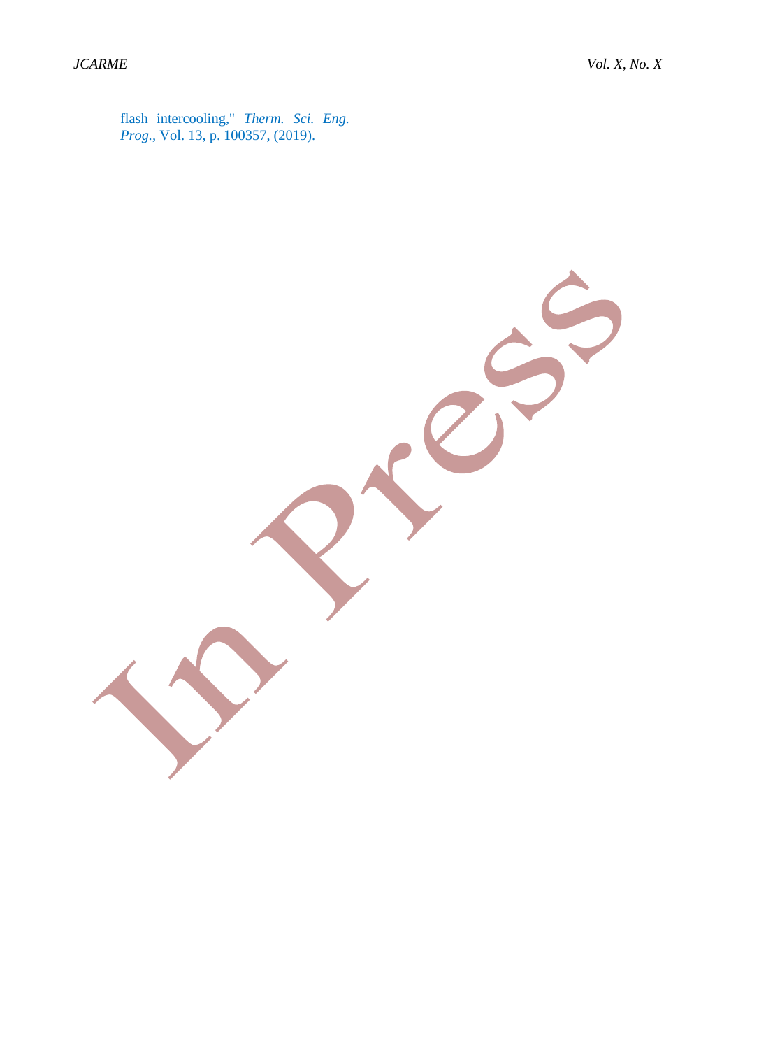flash intercooling," *Therm. Sci. Eng. Prog.*, Vol. 13, p. 100357, (2019).